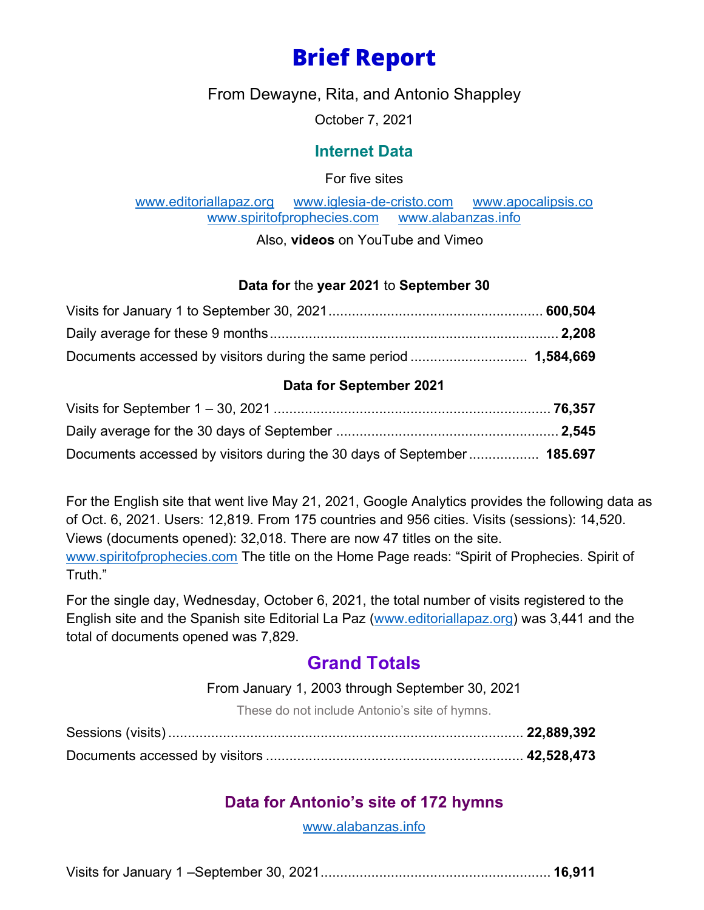# Brief Report

From Dewayne, Rita, and Antonio Shappley

October 7, 2021

## Internet Data

For five sites

www.editoriallapaz.org www.iglesia-de-cristo.com www.apocalipsis.co
www.spiritofprophecies.com www.alabanzas.info

Also, **videos** on YouTube and Vimeo

**Data for** the **year 2021** to **September 30**

Visits for January 1 to September 30, 2021 ........................................ **600,504**

Daily average for these 9 months ........................................ **2,208**

Documents accessed by visitors during the same period ........................................ **1,584,669**

**Data for September 2021**

Visits for September 1 – 30, 2021 ........................................ **76,357**

Daily average for the 30 days of September ........................................ **2,545**

Documents accessed by visitors during the 30 days of September ........................................ **185.697**

For the English site that went live May 21, 2021, Google Analytics provides the following data as of Oct. 6, 2021. Users: 12,819. From 175 countries and 956 cities. Visits (sessions): 14,520. Views (documents opened): 32,018. There are now 47 titles on the site. www.spiritofprophecies.com The title on the Home Page reads: "Spirit of Prophecies. Spirit of Truth."

For the single day, Wednesday, October 6, 2021, the total number of visits registered to the English site and the Spanish site Editorial La Paz (www.editoriallapaz.org) was 3,441 and the total of documents opened was 7,829.

## Grand Totals

From January 1, 2003 through September 30, 2021

These do not include Antonio's site of hymns.

Sessions (visits) ........................................ **22,889,392**

Documents accessed by visitors ........................................ **42,528,473**

## Data for Antonio's site of 172 hymns

www.alabanzas.info

Visits for January 1 –September 30, 2021 ........................................ **16,911**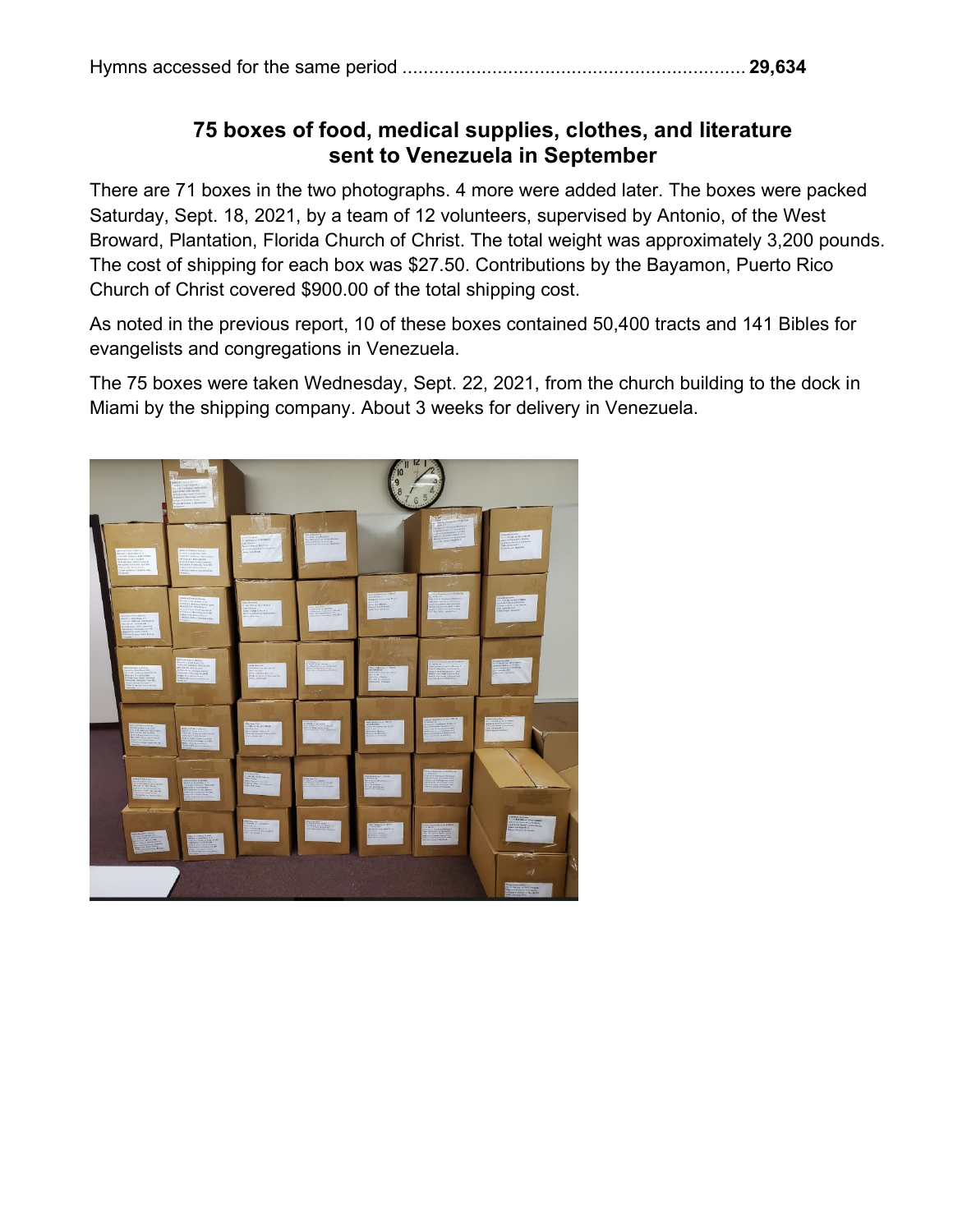Hymns accessed for the same period ................................................................. **29,634**

## 75 boxes of food, medical supplies, clothes, and literature sent to Venezuela in September

There are 71 boxes in the two photographs. 4 more were added later. The boxes were packed Saturday, Sept. 18, 2021, by a team of 12 volunteers, supervised by Antonio, of the West Broward, Plantation, Florida Church of Christ. The total weight was approximately 3,200 pounds. The cost of shipping for each box was $27.50. Contributions by the Bayamon, Puerto Rico Church of Christ covered $900.00 of the total shipping cost.

As noted in the previous report, 10 of these boxes contained 50,400 tracts and 141 Bibles for evangelists and congregations in Venezuela.

The 75 boxes were taken Wednesday, Sept. 22, 2021, from the church building to the dock in Miami by the shipping company. About 3 weeks for delivery in Venezuela.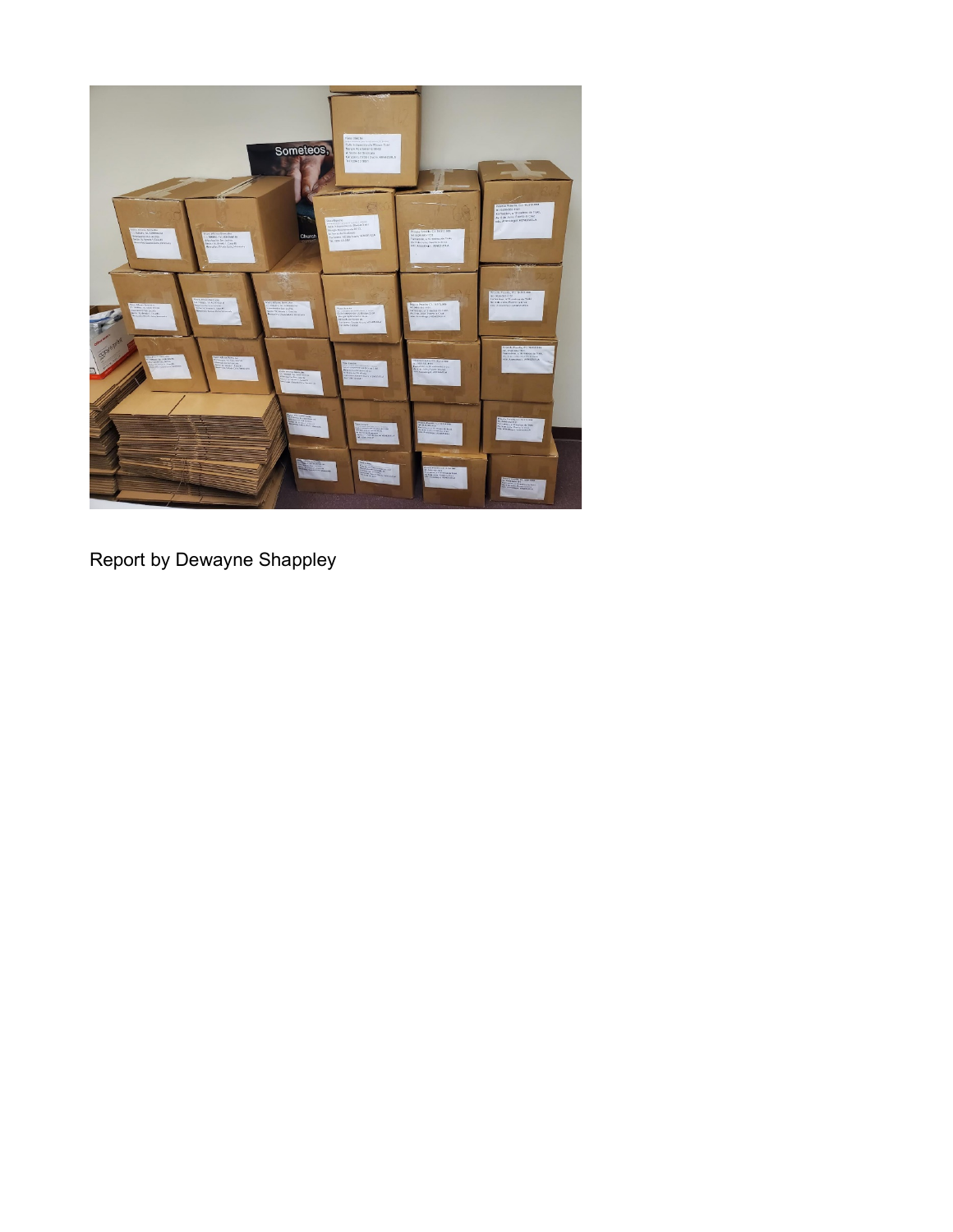Report by Dewayne Shappley